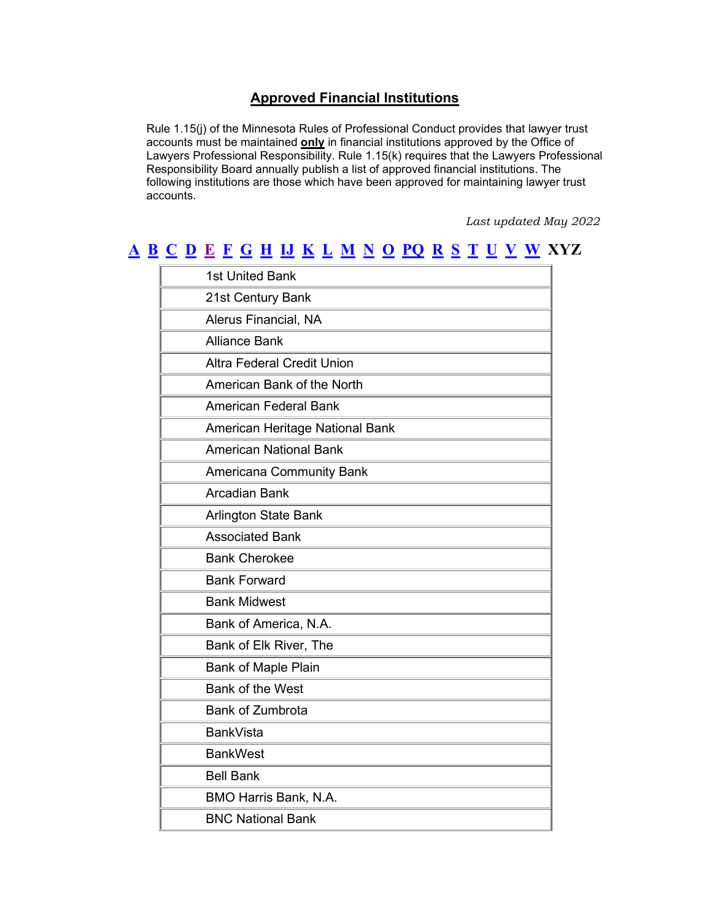## Approved Financial Institutions

Rule 1.15(j) of the Minnesota Rules of Professional Conduct provides that lawyer trust accounts must be maintained **only** in financial institutions approved by the Office of Lawyers Professional Responsibility. Rule 1.15(k) requires that the Lawyers Professional Responsibility Board annually publish a list of approved financial institutions. The following institutions are those which have been approved for maintaining lawyer trust accounts.

*Last updated May 2022*

**A B C D E F G H IJ K L M N O PQ R S T U V W XYZ**

| |
|---|
| 1st United Bank |
| 21st Century Bank |
| Alerus Financial, NA |
| Alliance Bank |
| Altra Federal Credit Union |
| American Bank of the North |
| American Federal Bank |
| American Heritage National Bank |
| American National Bank |
| Americana Community Bank |
| Arcadian Bank |
| Arlington State Bank |
| Associated Bank |
| Bank Cherokee |
| Bank Forward |
| Bank Midwest |
| Bank of America, N.A. |
| Bank of Elk River, The |
| Bank of Maple Plain |
| Bank of the West |
| Bank of Zumbrota |
| BankVista |
| BankWest |
| Bell Bank |
| BMO Harris Bank, N.A. |
| BNC National Bank |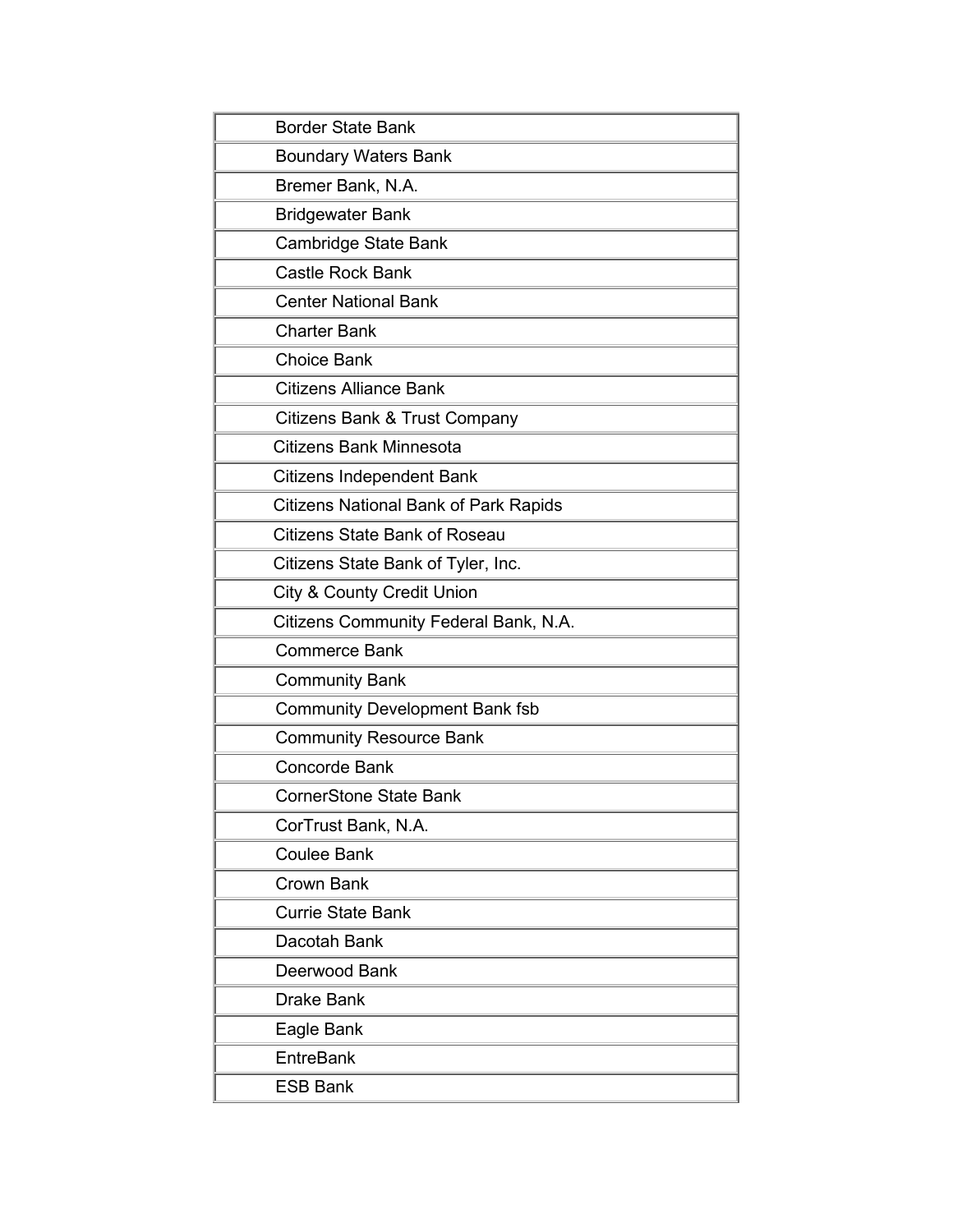| |
|---|
| Border State Bank |
| Boundary Waters Bank |
| Bremer Bank, N.A. |
| Bridgewater Bank |
| Cambridge State Bank |
| Castle Rock Bank |
| Center National Bank |
| Charter Bank |
| Choice Bank |
| Citizens Alliance Bank |
| Citizens Bank & Trust Company |
| Citizens Bank Minnesota |
| Citizens Independent Bank |
| Citizens National Bank of Park Rapids |
| Citizens State Bank of Roseau |
| Citizens State Bank of Tyler, Inc. |
| City & County Credit Union |
| Citizens Community Federal Bank, N.A. |
| Commerce Bank |
| Community Bank |
| Community Development Bank fsb |
| Community Resource Bank |
| Concorde Bank |
| CornerStone State Bank |
| CorTrust Bank, N.A. |
| Coulee Bank |
| Crown Bank |
| Currie State Bank |
| Dacotah Bank |
| Deerwood Bank |
| Drake Bank |
| Eagle Bank |
| EntreBank |
| ESB Bank |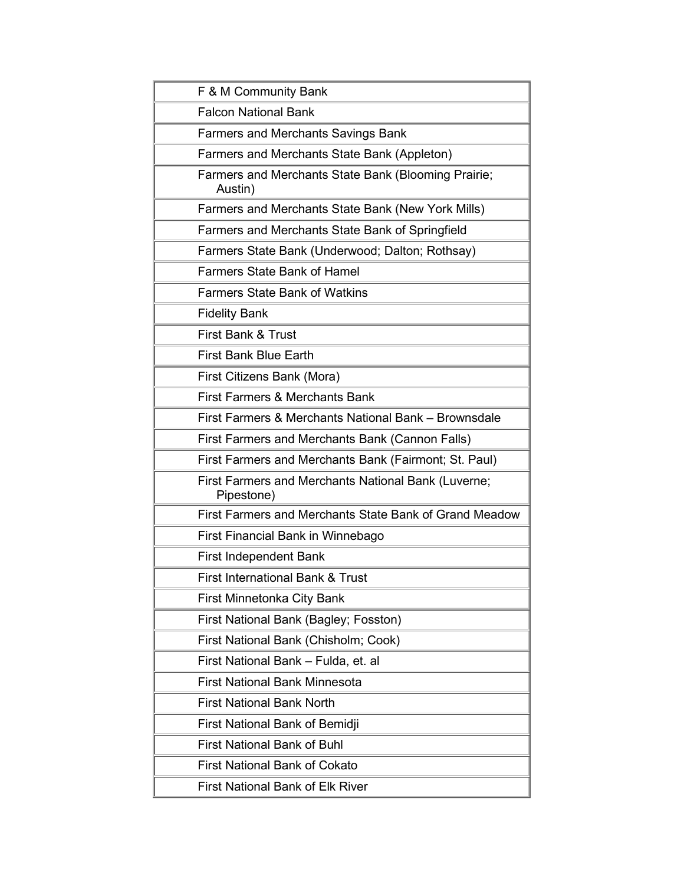| |
|---|
| F & M Community Bank |
| Falcon National Bank |
| Farmers and Merchants Savings Bank |
| Farmers and Merchants State Bank (Appleton) |
| Farmers and Merchants State Bank (Blooming Prairie; Austin) |
| Farmers and Merchants State Bank (New York Mills) |
| Farmers and Merchants State Bank of Springfield |
| Farmers State Bank (Underwood; Dalton; Rothsay) |
| Farmers State Bank of Hamel |
| Farmers State Bank of Watkins |
| Fidelity Bank |
| First Bank & Trust |
| First Bank Blue Earth |
| First Citizens Bank (Mora) |
| First Farmers & Merchants Bank |
| First Farmers & Merchants National Bank – Brownsdale |
| First Farmers and Merchants Bank (Cannon Falls) |
| First Farmers and Merchants Bank (Fairmont; St. Paul) |
| First Farmers and Merchants National Bank (Luverne; Pipestone) |
| First Farmers and Merchants State Bank of Grand Meadow |
| First Financial Bank in Winnebago |
| First Independent Bank |
| First International Bank & Trust |
| First Minnetonka City Bank |
| First National Bank (Bagley; Fosston) |
| First National Bank (Chisholm; Cook) |
| First National Bank – Fulda, et. al |
| First National Bank Minnesota |
| First National Bank North |
| First National Bank of Bemidji |
| First National Bank of Buhl |
| First National Bank of Cokato |
| First National Bank of Elk River |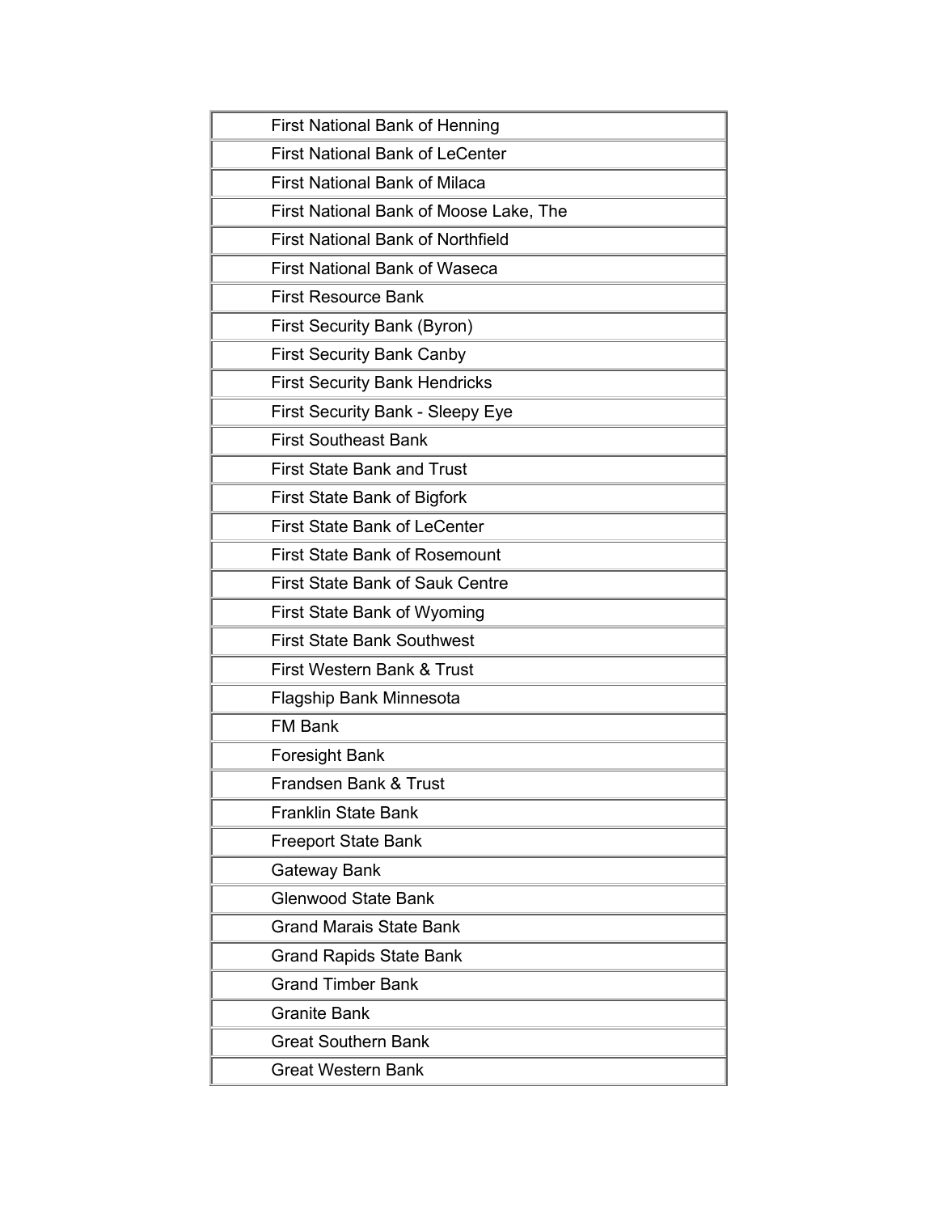| |
|---|
| First National Bank of Henning |
| First National Bank of LeCenter |
| First National Bank of Milaca |
| First National Bank of Moose Lake, The |
| First National Bank of Northfield |
| First National Bank of Waseca |
| First Resource Bank |
| First Security Bank (Byron) |
| First Security Bank Canby |
| First Security Bank Hendricks |
| First Security Bank - Sleepy Eye |
| First Southeast Bank |
| First State Bank and Trust |
| First State Bank of Bigfork |
| First State Bank of LeCenter |
| First State Bank of Rosemount |
| First State Bank of Sauk Centre |
| First State Bank of Wyoming |
| First State Bank Southwest |
| First Western Bank & Trust |
| Flagship Bank Minnesota |
| FM Bank |
| Foresight Bank |
| Frandsen Bank & Trust |
| Franklin State Bank |
| Freeport State Bank |
| Gateway Bank |
| Glenwood State Bank |
| Grand Marais State Bank |
| Grand Rapids State Bank |
| Grand Timber Bank |
| Granite Bank |
| Great Southern Bank |
| Great Western Bank |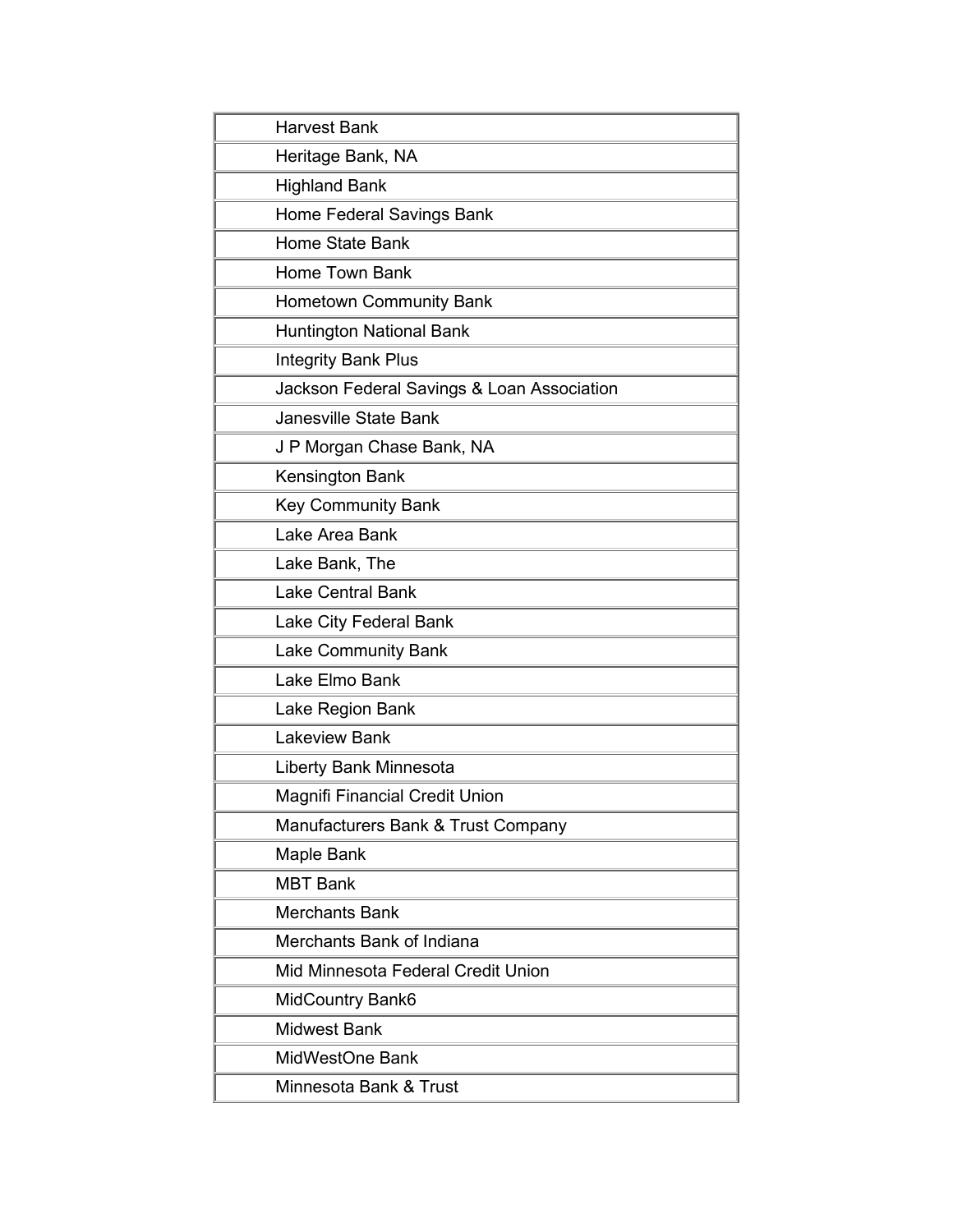| Harvest Bank |
| --- |
| Heritage Bank, NA |
| Highland Bank |
| Home Federal Savings Bank |
| Home State Bank |
| Home Town Bank |
| Hometown Community Bank |
| Huntington National Bank |
| Integrity Bank Plus |
| Jackson Federal Savings & Loan Association |
| Janesville State Bank |
| J P Morgan Chase Bank, NA |
| Kensington Bank |
| Key Community Bank |
| Lake Area Bank |
| Lake Bank, The |
| Lake Central Bank |
| Lake City Federal Bank |
| Lake Community Bank |
| Lake Elmo Bank |
| Lake Region Bank |
| Lakeview Bank |
| Liberty Bank Minnesota |
| Magnifi Financial Credit Union |
| Manufacturers Bank & Trust Company |
| Maple Bank |
| MBT Bank |
| Merchants Bank |
| Merchants Bank of Indiana |
| Mid Minnesota Federal Credit Union |
| MidCountry Bank6 |
| Midwest Bank |
| MidWestOne Bank |
| Minnesota Bank & Trust |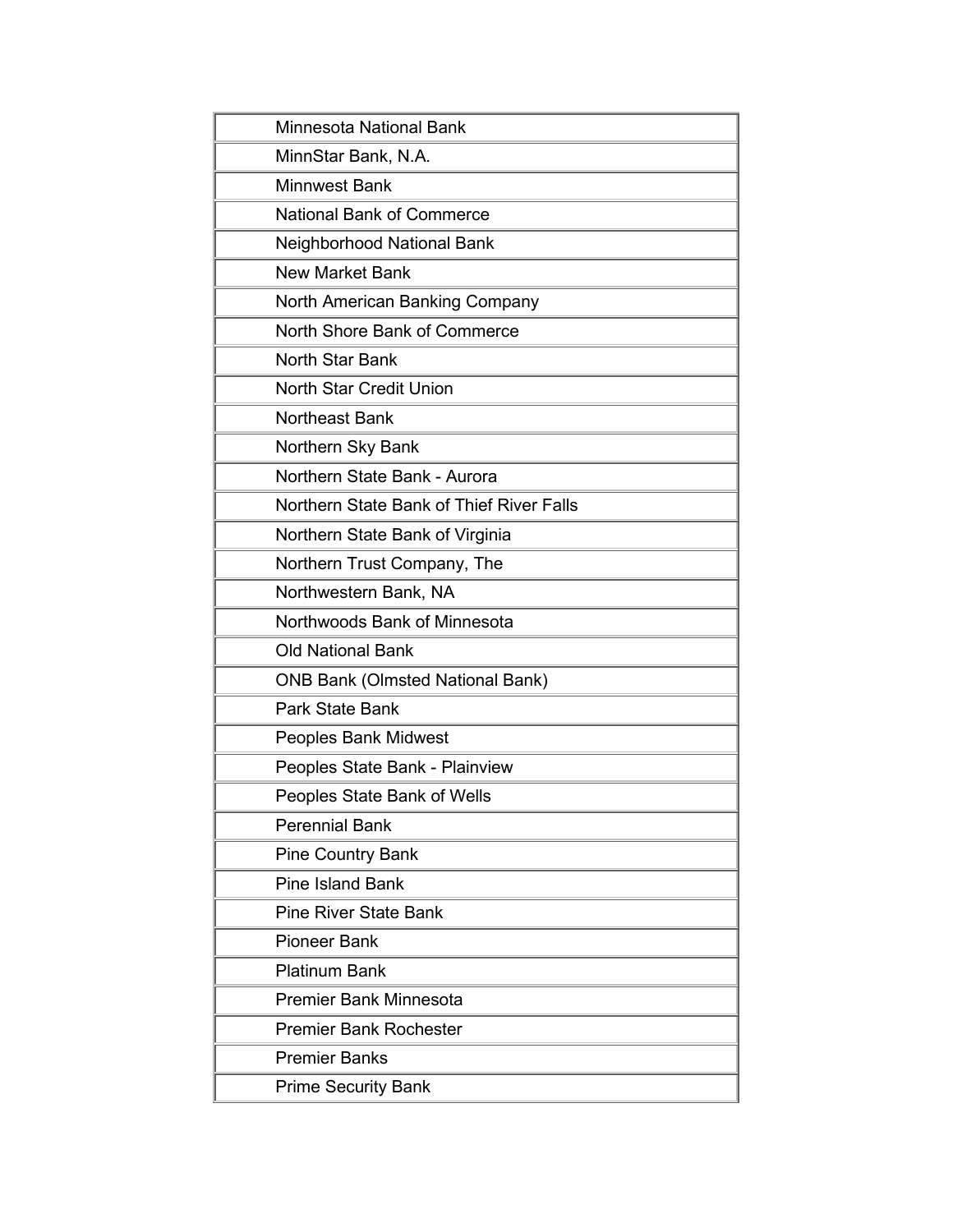| Minnesota National Bank |
| --- |
| MinnStar Bank, N.A. |
| Minnwest Bank |
| National Bank of Commerce |
| Neighborhood National Bank |
| New Market Bank |
| North American Banking Company |
| North Shore Bank of Commerce |
| North Star Bank |
| North Star Credit Union |
| Northeast Bank |
| Northern Sky Bank |
| Northern State Bank - Aurora |
| Northern State Bank of Thief River Falls |
| Northern State Bank of Virginia |
| Northern Trust Company, The |
| Northwestern Bank, NA |
| Northwoods Bank of Minnesota |
| Old National Bank |
| ONB Bank (Olmsted National Bank) |
| Park State Bank |
| Peoples Bank Midwest |
| Peoples State Bank - Plainview |
| Peoples State Bank of Wells |
| Perennial Bank |
| Pine Country Bank |
| Pine Island Bank |
| Pine River State Bank |
| Pioneer Bank |
| Platinum Bank |
| Premier Bank Minnesota |
| Premier Bank Rochester |
| Premier Banks |
| Prime Security Bank |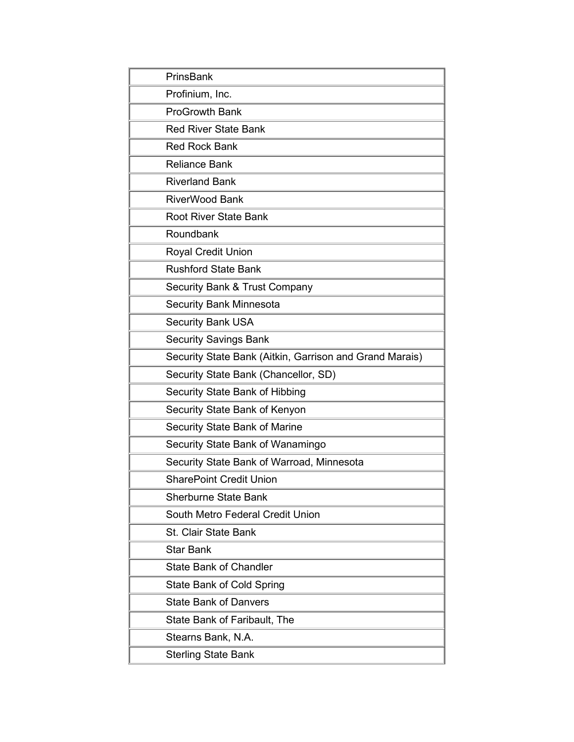| PrinsBank |
| --- |
| Profinium, Inc. |
| ProGrowth Bank |
| Red River State Bank |
| Red Rock Bank |
| Reliance Bank |
| Riverland Bank |
| RiverWood Bank |
| Root River State Bank |
| Roundbank |
| Royal Credit Union |
| Rushford State Bank |
| Security Bank & Trust Company |
| Security Bank Minnesota |
| Security Bank USA |
| Security Savings Bank |
| Security State Bank (Aitkin, Garrison and Grand Marais) |
| Security State Bank (Chancellor, SD) |
| Security State Bank of Hibbing |
| Security State Bank of Kenyon |
| Security State Bank of Marine |
| Security State Bank of Wanamingo |
| Security State Bank of Warroad, Minnesota |
| SharePoint Credit Union |
| Sherburne State Bank |
| South Metro Federal Credit Union |
| St. Clair State Bank |
| Star Bank |
| State Bank of Chandler |
| State Bank of Cold Spring |
| State Bank of Danvers |
| State Bank of Faribault, The |
| Stearns Bank, N.A. |
| Sterling State Bank |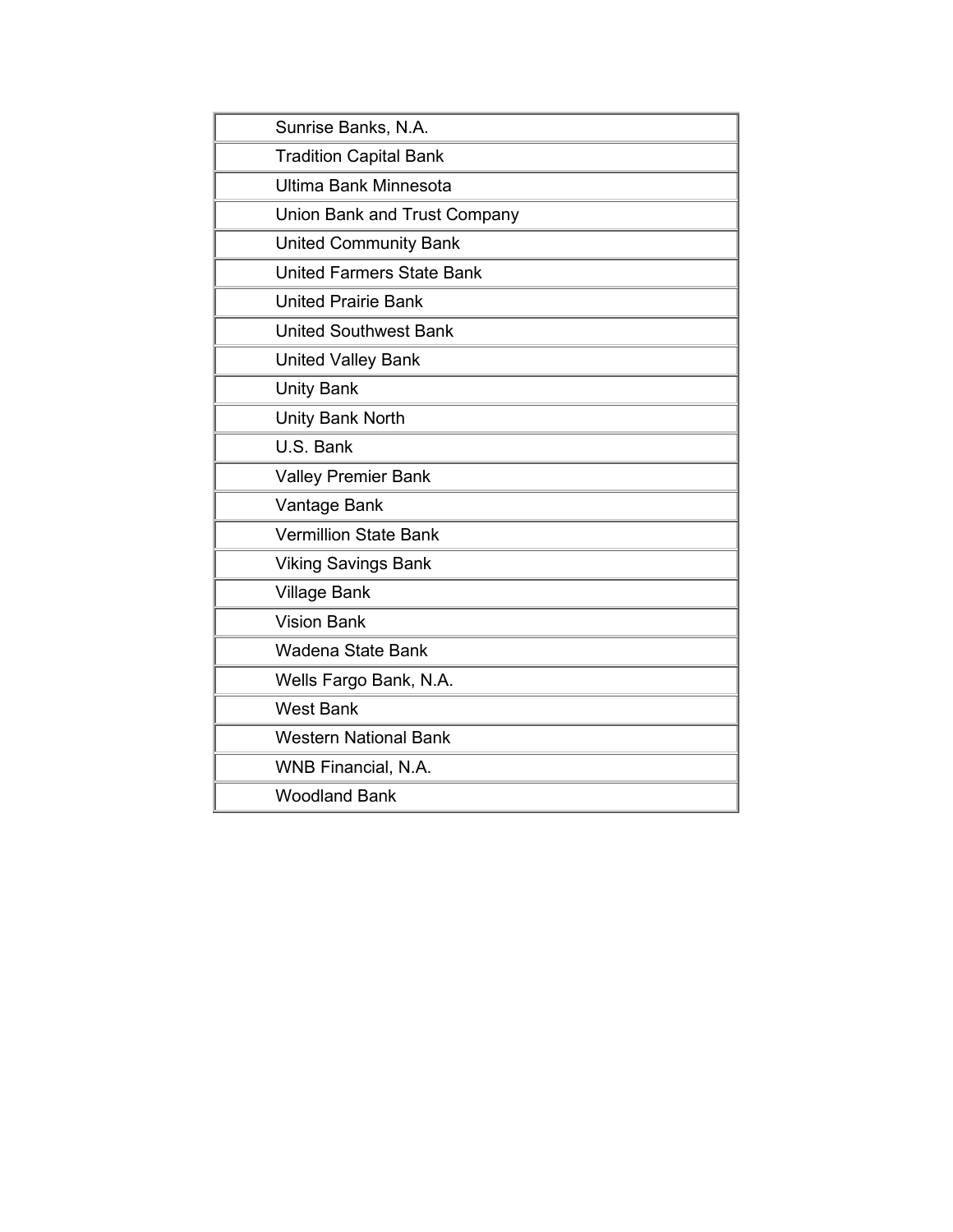| |
|---|
| Sunrise Banks, N.A. |
| Tradition Capital Bank |
| Ultima Bank Minnesota |
| Union Bank and Trust Company |
| United Community Bank |
| United Farmers State Bank |
| United Prairie Bank |
| United Southwest Bank |
| United Valley Bank |
| Unity Bank |
| Unity Bank North |
| U.S. Bank |
| Valley Premier Bank |
| Vantage Bank |
| Vermillion State Bank |
| Viking Savings Bank |
| Village Bank |
| Vision Bank |
| Wadena State Bank |
| Wells Fargo Bank, N.A. |
| West Bank |
| Western National Bank |
| WNB Financial, N.A. |
| Woodland Bank |